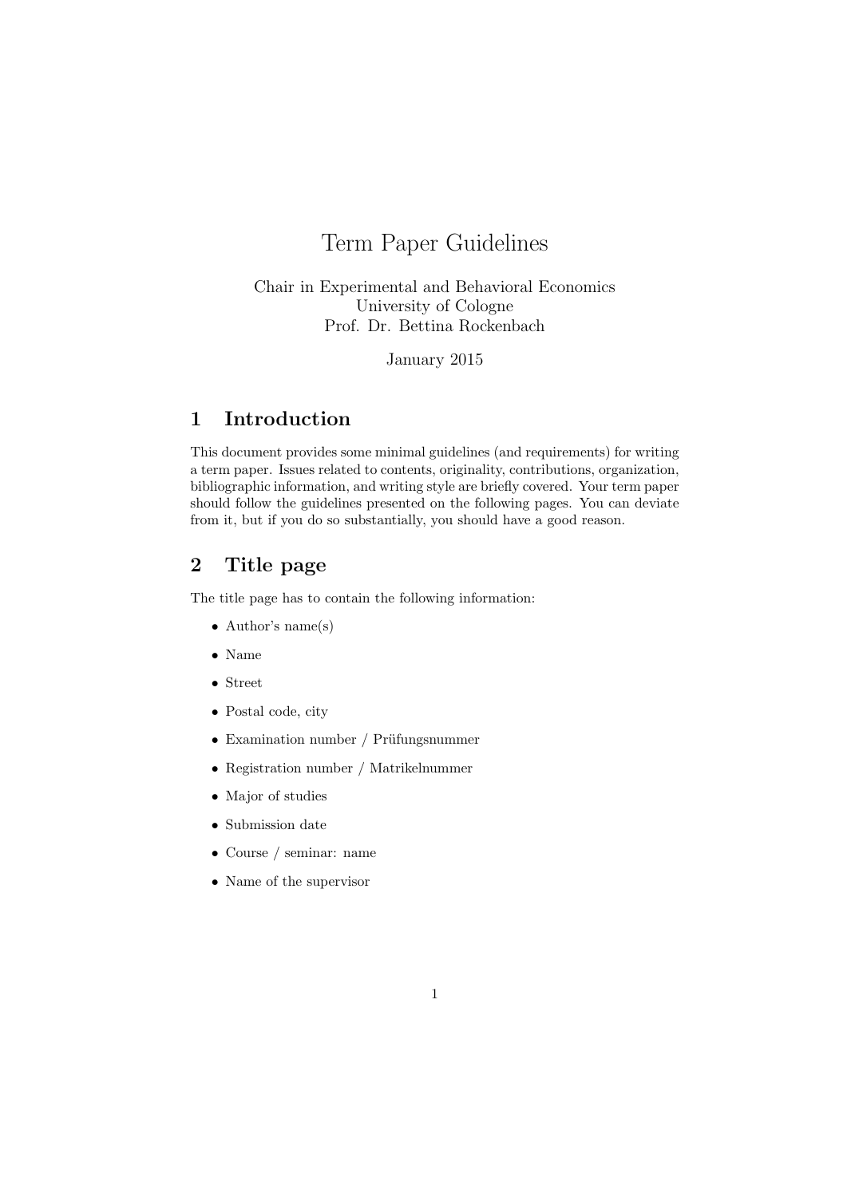# Term Paper Guidelines

Chair in Experimental and Behavioral Economics
University of Cologne
Prof. Dr. Bettina Rockenbach

January 2015

## 1 Introduction

This document provides some minimal guidelines (and requirements) for writing a term paper. Issues related to contents, originality, contributions, organization, bibliographic information, and writing style are briefly covered. Your term paper should follow the guidelines presented on the following pages. You can deviate from it, but if you do so substantially, you should have a good reason.

## 2 Title page

The title page has to contain the following information:

- Author's name(s)
- Name
- Street
- Postal code, city
- Examination number / Prüfungsnummer
- Registration number / Matrikelnummer
- Major of studies
- Submission date
- Course / seminar: name
- Name of the supervisor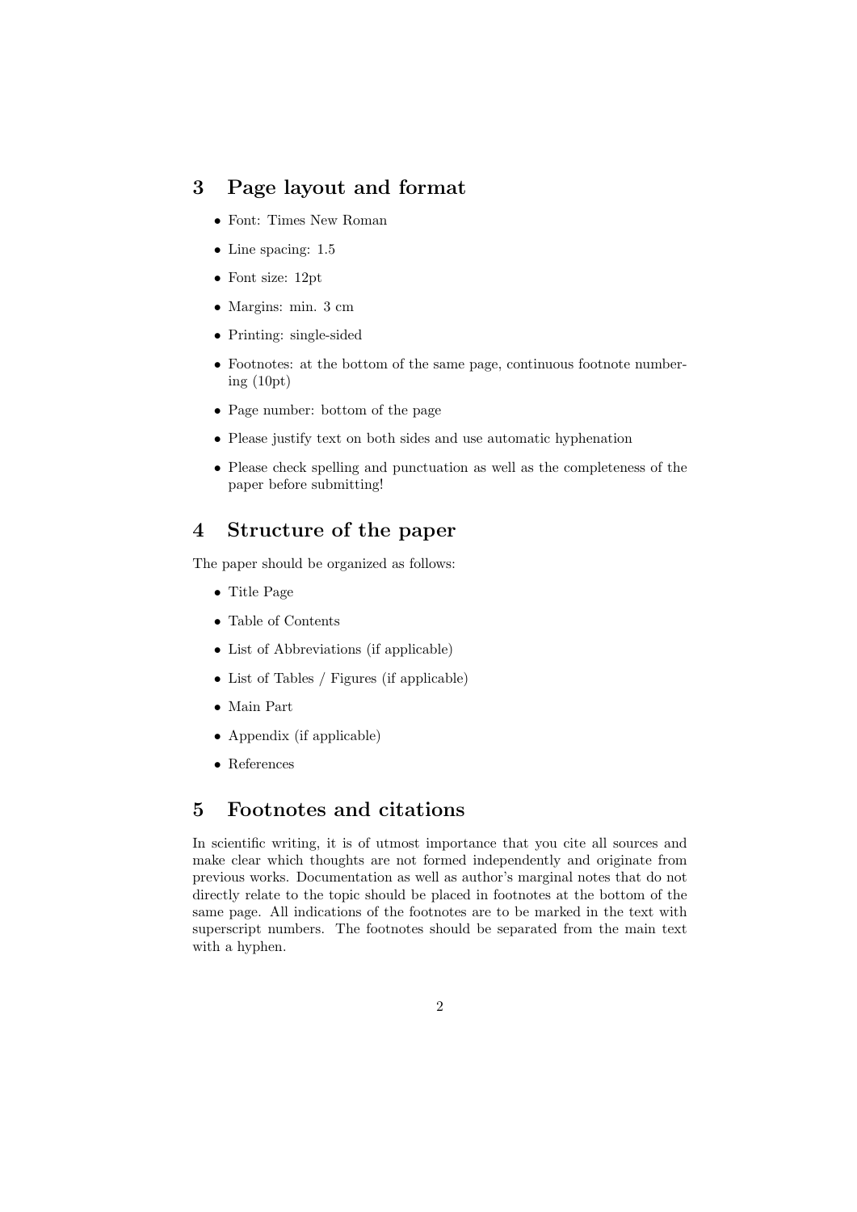## 3 Page layout and format

- Font: Times New Roman
- Line spacing: 1.5
- Font size: 12pt
- Margins: min. 3 cm
- Printing: single-sided
- Footnotes: at the bottom of the same page, continuous footnote numbering (10pt)
- Page number: bottom of the page
- Please justify text on both sides and use automatic hyphenation
- Please check spelling and punctuation as well as the completeness of the paper before submitting!

## 4 Structure of the paper

The paper should be organized as follows:

- Title Page
- Table of Contents
- List of Abbreviations (if applicable)
- List of Tables / Figures (if applicable)
- Main Part
- Appendix (if applicable)
- References

## 5 Footnotes and citations

In scientific writing, it is of utmost importance that you cite all sources and make clear which thoughts are not formed independently and originate from previous works. Documentation as well as author's marginal notes that do not directly relate to the topic should be placed in footnotes at the bottom of the same page. All indications of the footnotes are to be marked in the text with superscript numbers. The footnotes should be separated from the main text with a hyphen.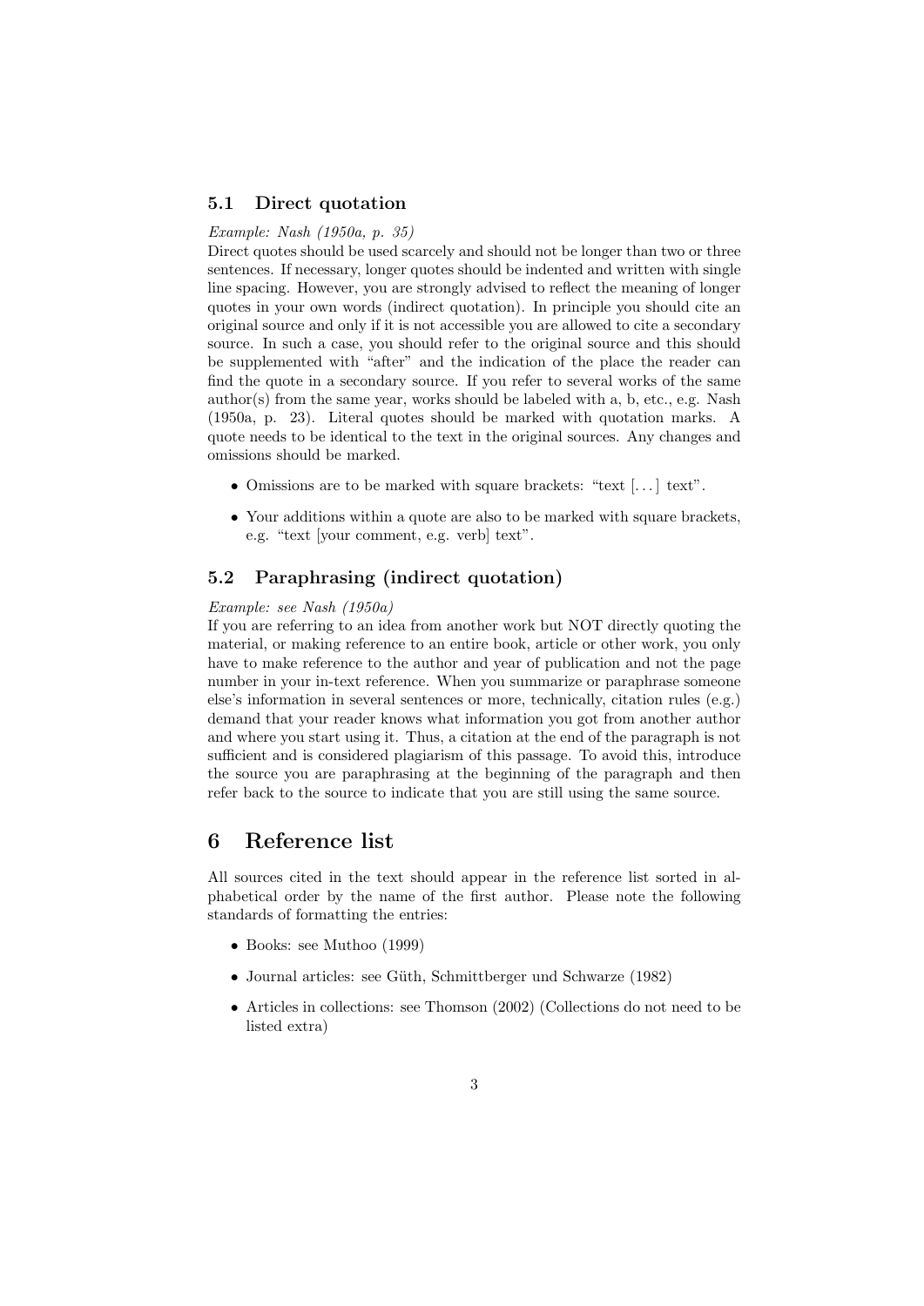### 5.1 Direct quotation

*Example: Nash (1950a, p. 35)*

Direct quotes should be used scarcely and should not be longer than two or three sentences. If necessary, longer quotes should be indented and written with single line spacing. However, you are strongly advised to reflect the meaning of longer quotes in your own words (indirect quotation). In principle you should cite an original source and only if it is not accessible you are allowed to cite a secondary source. In such a case, you should refer to the original source and this should be supplemented with "after" and the indication of the place the reader can find the quote in a secondary source. If you refer to several works of the same author(s) from the same year, works should be labeled with a, b, etc., e.g. Nash (1950a, p. 23). Literal quotes should be marked with quotation marks. A quote needs to be identical to the text in the original sources. Any changes and omissions should be marked.

- Omissions are to be marked with square brackets: "text [...] text".
- Your additions within a quote are also to be marked with square brackets, e.g. "text [your comment, e.g. verb] text".

### 5.2 Paraphrasing (indirect quotation)

*Example: see Nash (1950a)*

If you are referring to an idea from another work but NOT directly quoting the material, or making reference to an entire book, article or other work, you only have to make reference to the author and year of publication and not the page number in your in-text reference. When you summarize or paraphrase someone else's information in several sentences or more, technically, citation rules (e.g.) demand that your reader knows what information you got from another author and where you start using it. Thus, a citation at the end of the paragraph is not sufficient and is considered plagiarism of this passage. To avoid this, introduce the source you are paraphrasing at the beginning of the paragraph and then refer back to the source to indicate that you are still using the same source.

## 6 Reference list

All sources cited in the text should appear in the reference list sorted in alphabetical order by the name of the first author. Please note the following standards of formatting the entries:

- Books: see Muthoo (1999)
- Journal articles: see Güth, Schmittberger und Schwarze (1982)
- Articles in collections: see Thomson (2002) (Collections do not need to be listed extra)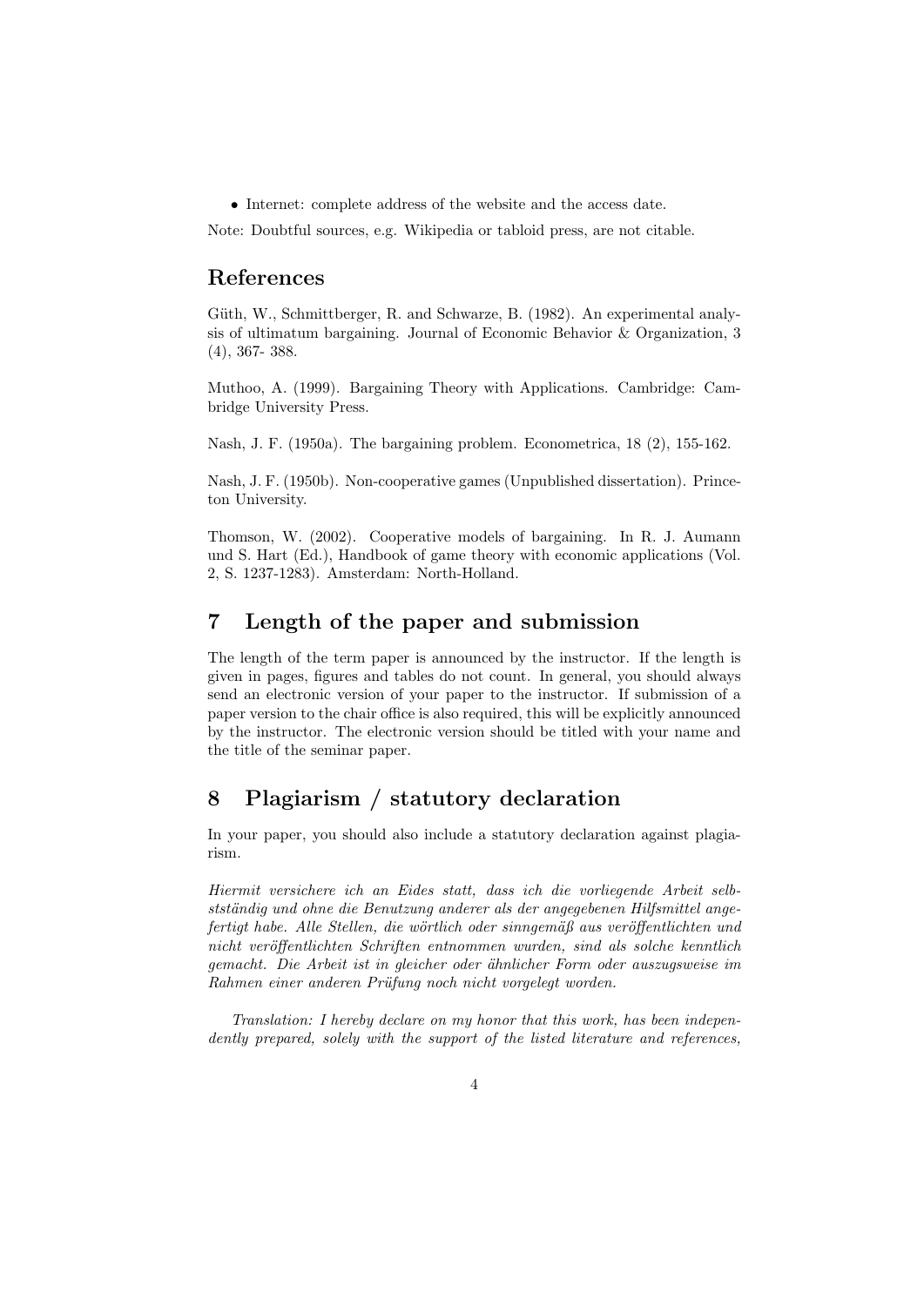- Internet: complete address of the website and the access date.

Note: Doubtful sources, e.g. Wikipedia or tabloid press, are not citable.

## References

Güth, W., Schmittberger, R. and Schwarze, B. (1982). An experimental analysis of ultimatum bargaining. Journal of Economic Behavior & Organization, 3 (4), 367- 388.

Muthoo, A. (1999). Bargaining Theory with Applications. Cambridge: Cambridge University Press.

Nash, J. F. (1950a). The bargaining problem. Econometrica, 18 (2), 155-162.

Nash, J. F. (1950b). Non-cooperative games (Unpublished dissertation). Princeton University.

Thomson, W. (2002). Cooperative models of bargaining. In R. J. Aumann und S. Hart (Ed.), Handbook of game theory with economic applications (Vol. 2, S. 1237-1283). Amsterdam: North-Holland.

# 7 Length of the paper and submission

The length of the term paper is announced by the instructor. If the length is given in pages, figures and tables do not count. In general, you should always send an electronic version of your paper to the instructor. If submission of a paper version to the chair office is also required, this will be explicitly announced by the instructor. The electronic version should be titled with your name and the title of the seminar paper.

# 8 Plagiarism / statutory declaration

In your paper, you should also include a statutory declaration against plagiarism.

*Hiermit versichere ich an Eides statt, dass ich die vorliegende Arbeit selbstständig und ohne die Benutzung anderer als der angegebenen Hilfsmittel angefertigt habe. Alle Stellen, die wörtlich oder sinngemäß aus veröffentlichten und nicht veröffentlichten Schriften entnommen wurden, sind als solche kenntlich gemacht. Die Arbeit ist in gleicher oder ähnlicher Form oder auszugsweise im Rahmen einer anderen Prüfung noch nicht vorgelegt worden.*

*Translation: I hereby declare on my honor that this work, has been independently prepared, solely with the support of the listed literature and references,*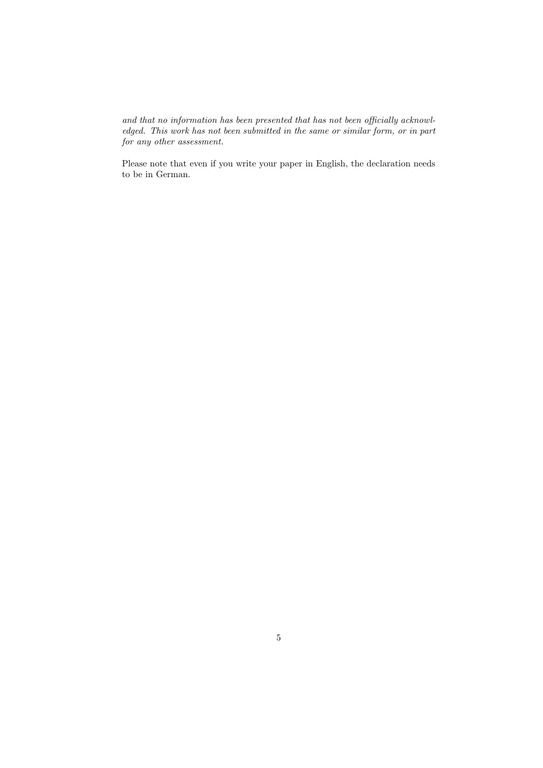*and that no information has been presented that has not been officially acknowledged. This work has not been submitted in the same or similar form, or in part for any other assessment.*

Please note that even if you write your paper in English, the declaration needs to be in German.